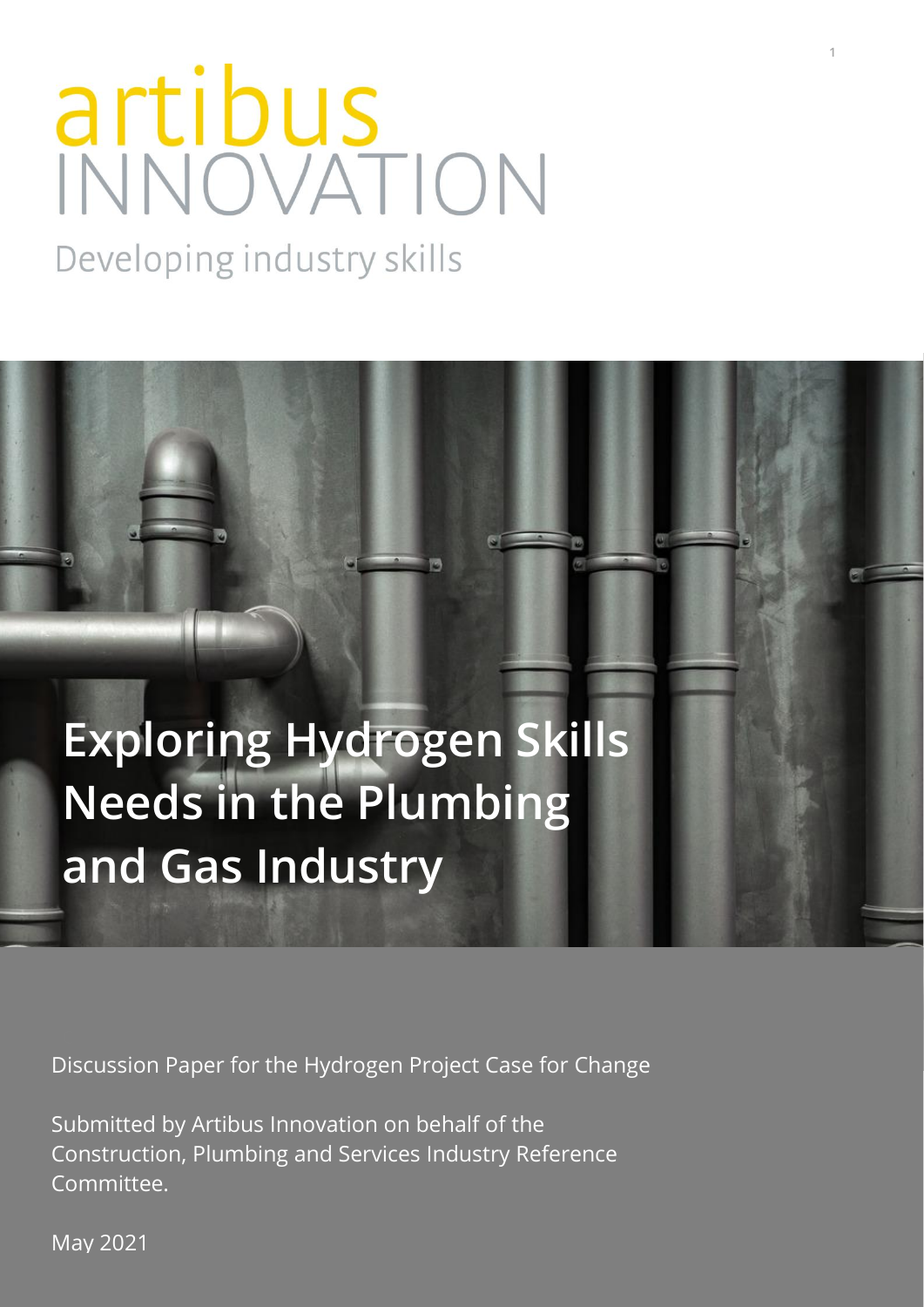artibus INNOVATION

Developing industry skills

# Exploring Hydrogen Skills Needs in the Plumbing and Gas Industry

Discussion Paper for the Hydrogen Project Case for Change

Submitted by Artibus Innovation on behalf of the Construction, Plumbing and Services Industry Reference Committee.

May 2021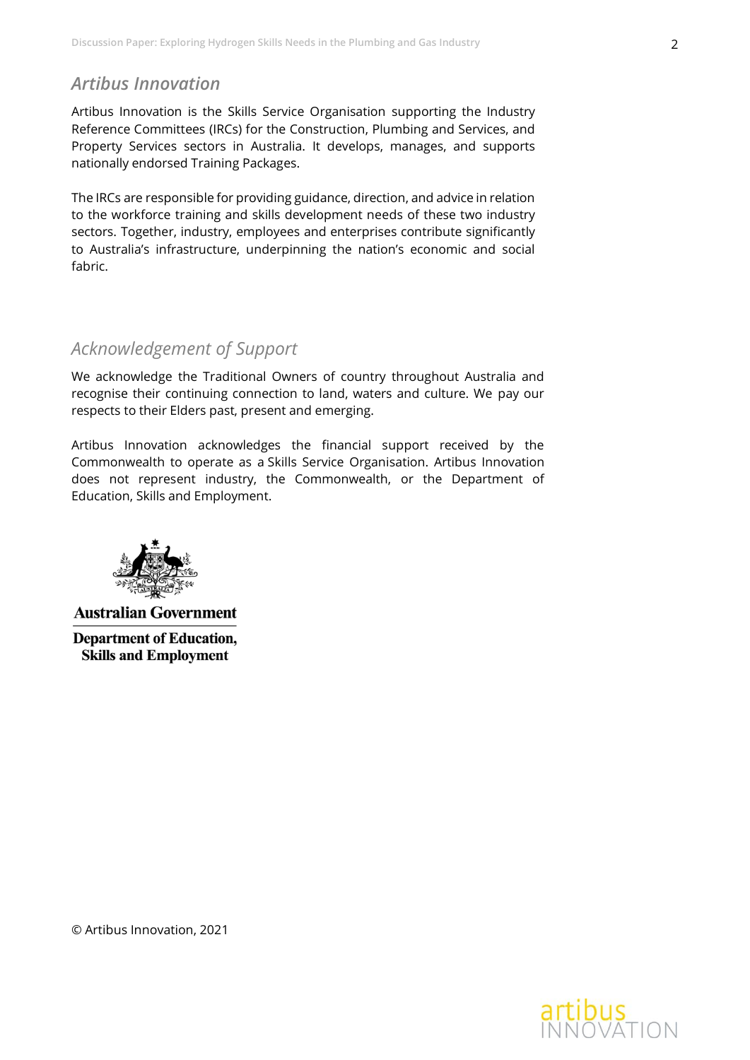## *Artibus Innovation*

Artibus Innovation is the Skills Service Organisation supporting the Industry Reference Committees (IRCs) for the Construction, Plumbing and Services, and Property Services sectors in Australia. It develops, manages, and supports nationally endorsed Training Packages.

The IRCs are responsible for providing guidance, direction, and advice in relation to the workforce training and skills development needs of these two industry sectors. Together, industry, employees and enterprises contribute significantly to Australia's infrastructure, underpinning the nation's economic and social fabric.

## *Acknowledgement of Support*

We acknowledge the Traditional Owners of country throughout Australia and recognise their continuing connection to land, waters and culture. We pay our respects to their Elders past, present and emerging.

Artibus Innovation acknowledges the financial support received by the Commonwealth to operate as a Skills Service Organisation. Artibus Innovation does not represent industry, the Commonwealth, or the Department of Education, Skills and Employment.

**Australian Government**

**Department of Education, Skills and Employment**

© Artibus Innovation, 2021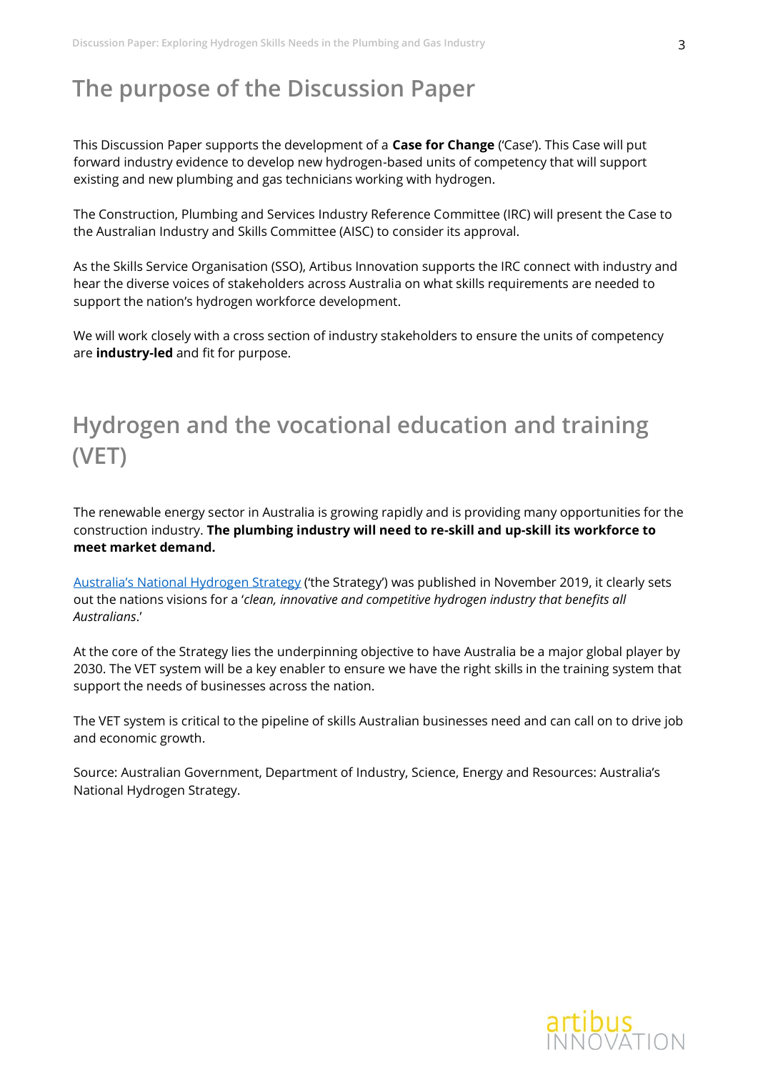## The purpose of the Discussion Paper

This Discussion Paper supports the development of a **Case for Change** ('Case'). This Case will put forward industry evidence to develop new hydrogen-based units of competency that will support existing and new plumbing and gas technicians working with hydrogen.

The Construction, Plumbing and Services Industry Reference Committee (IRC) will present the Case to the Australian Industry and Skills Committee (AISC) to consider its approval.

As the Skills Service Organisation (SSO), Artibus Innovation supports the IRC connect with industry and hear the diverse voices of stakeholders across Australia on what skills requirements are needed to support the nation's hydrogen workforce development.

We will work closely with a cross section of industry stakeholders to ensure the units of competency are **industry-led** and fit for purpose.

## Hydrogen and the vocational education and training (VET)

The renewable energy sector in Australia is growing rapidly and is providing many opportunities for the construction industry. **The plumbing industry will need to re-skill and up-skill its workforce to meet market demand.**

Australia's National Hydrogen Strategy ('the Strategy') was published in November 2019, it clearly sets out the nations visions for a '*clean, innovative and competitive hydrogen industry that benefits all Australians*.'

At the core of the Strategy lies the underpinning objective to have Australia be a major global player by 2030. The VET system will be a key enabler to ensure we have the right skills in the training system that support the needs of businesses across the nation.

The VET system is critical to the pipeline of skills Australian businesses need and can call on to drive job and economic growth.

Source: Australian Government, Department of Industry, Science, Energy and Resources: Australia's National Hydrogen Strategy.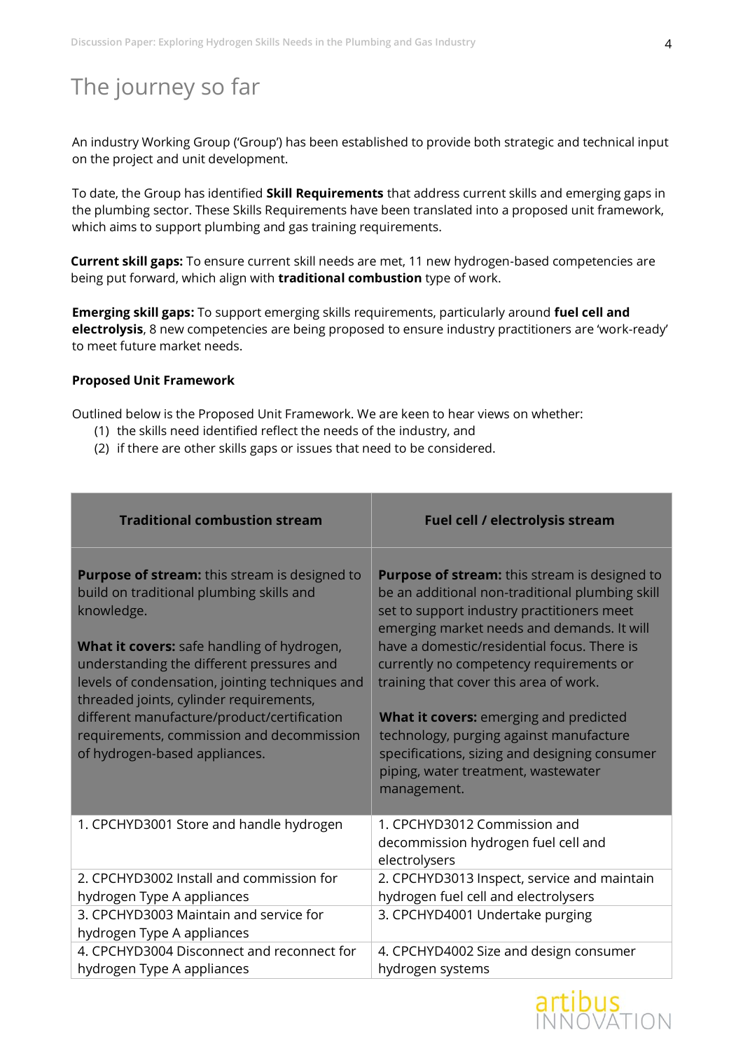# The journey so far

An industry Working Group ('Group') has been established to provide both strategic and technical input on the project and unit development.

To date, the Group has identified **Skill Requirements** that address current skills and emerging gaps in the plumbing sector. These Skills Requirements have been translated into a proposed unit framework, which aims to support plumbing and gas training requirements.

**Current skill gaps:** To ensure current skill needs are met, 11 new hydrogen-based competencies are being put forward, which align with **traditional combustion** type of work.

**Emerging skill gaps:** To support emerging skills requirements, particularly around **fuel cell and electrolysis**, 8 new competencies are being proposed to ensure industry practitioners are 'work-ready' to meet future market needs.

**Proposed Unit Framework**

Outlined below is the Proposed Unit Framework. We are keen to hear views on whether:

(1) the skills need identified reflect the needs of the industry, and
(2) if there are other skills gaps or issues that need to be considered.

| Traditional combustion stream | Fuel cell / electrolysis stream |
|---|---|
| **Purpose of stream:** this stream is designed to build on traditional plumbing skills and knowledge.<br><br>**What it covers:** safe handling of hydrogen, understanding the different pressures and levels of condensation, jointing techniques and threaded joints, cylinder requirements, different manufacture/product/certification requirements, commission and decommission of hydrogen-based appliances. | **Purpose of stream:** this stream is designed to be an additional non-traditional plumbing skill set to support industry practitioners meet emerging market needs and demands. It will have a domestic/residential focus. There is currently no competency requirements or training that cover this area of work.<br><br>**What it covers:** emerging and predicted technology, purging against manufacture specifications, sizing and designing consumer piping, water treatment, wastewater management. |
| 1. CPCHYD3001 Store and handle hydrogen | 1. CPCHYD3012 Commission and decommission hydrogen fuel cell and electrolysers |
| 2. CPCHYD3002 Install and commission for hydrogen Type A appliances | 2. CPCHYD3013 Inspect, service and maintain hydrogen fuel cell and electrolysers |
| 3. CPCHYD3003 Maintain and service for hydrogen Type A appliances | 3. CPCHYD4001 Undertake purging |
| 4. CPCHYD3004 Disconnect and reconnect for hydrogen Type A appliances | 4. CPCHYD4002 Size and design consumer hydrogen systems |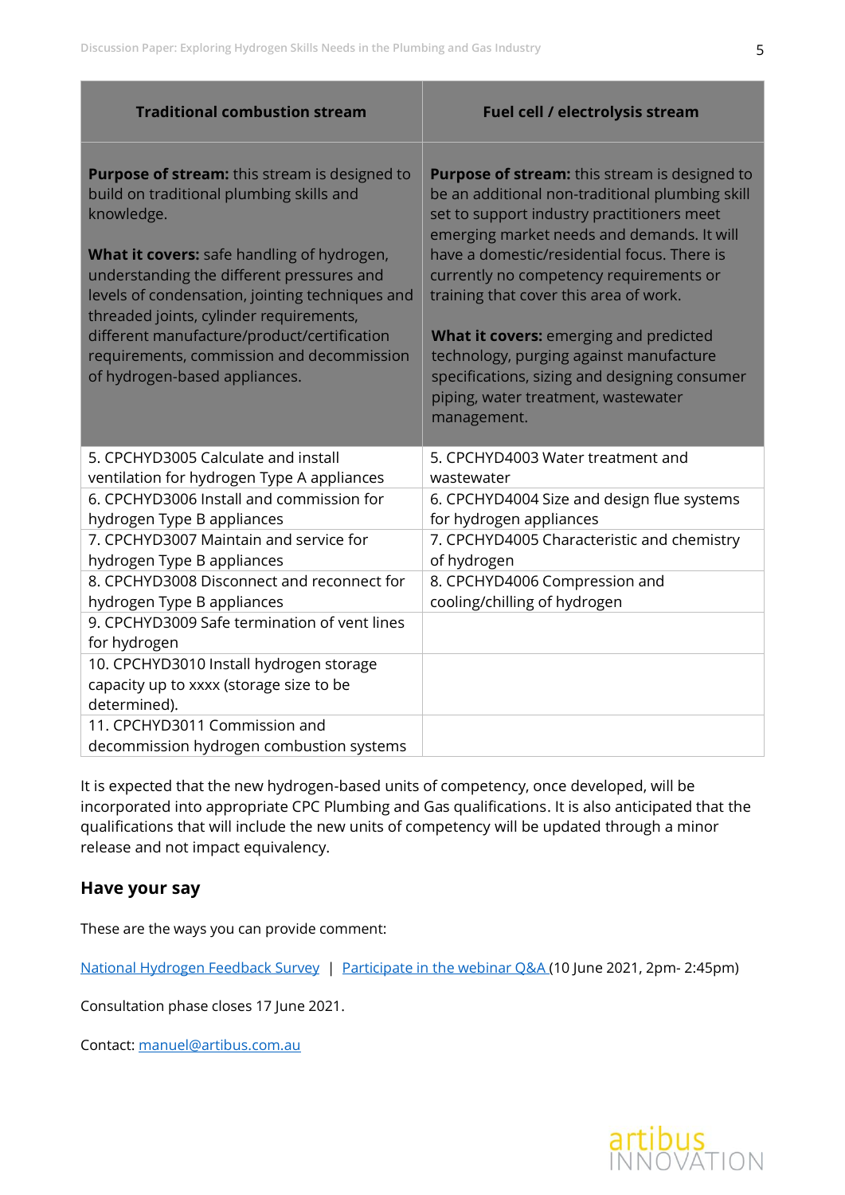| Traditional combustion stream | Fuel cell / electrolysis stream |
|---|---|
| **Purpose of stream:** this stream is designed to build on traditional plumbing skills and knowledge.<br><br>**What it covers:** safe handling of hydrogen, understanding the different pressures and levels of condensation, jointing techniques and threaded joints, cylinder requirements, different manufacture/product/certification requirements, commission and decommission of hydrogen-based appliances. | **Purpose of stream:** this stream is designed to be an additional non-traditional plumbing skill set to support industry practitioners meet emerging market needs and demands. It will have a domestic/residential focus. There is currently no competency requirements or training that cover this area of work.<br><br>**What it covers:** emerging and predicted technology, purging against manufacture specifications, sizing and designing consumer piping, water treatment, wastewater management. |
| 5. CPCHYD3005 Calculate and install ventilation for hydrogen Type A appliances | 5. CPCHYD4003 Water treatment and wastewater |
| 6. CPCHYD3006 Install and commission for hydrogen Type B appliances | 6. CPCHYD4004 Size and design flue systems for hydrogen appliances |
| 7. CPCHYD3007 Maintain and service for hydrogen Type B appliances | 7. CPCHYD4005 Characteristic and chemistry of hydrogen |
| 8. CPCHYD3008 Disconnect and reconnect for hydrogen Type B appliances | 8. CPCHYD4006 Compression and cooling/chilling of hydrogen |
| 9. CPCHYD3009 Safe termination of vent lines for hydrogen | |
| 10. CPCHYD3010 Install hydrogen storage capacity up to xxxx (storage size to be determined). | |
| 11. CPCHYD3011 Commission and decommission hydrogen combustion systems | |

It is expected that the new hydrogen-based units of competency, once developed, will be incorporated into appropriate CPC Plumbing and Gas qualifications. It is also anticipated that the qualifications that will include the new units of competency will be updated through a minor release and not impact equivalency.

## Have your say

These are the ways you can provide comment:

National Hydrogen Feedback Survey | Participate in the webinar Q&A (10 June 2021, 2pm- 2:45pm)

Consultation phase closes 17 June 2021.

Contact: manuel@artibus.com.au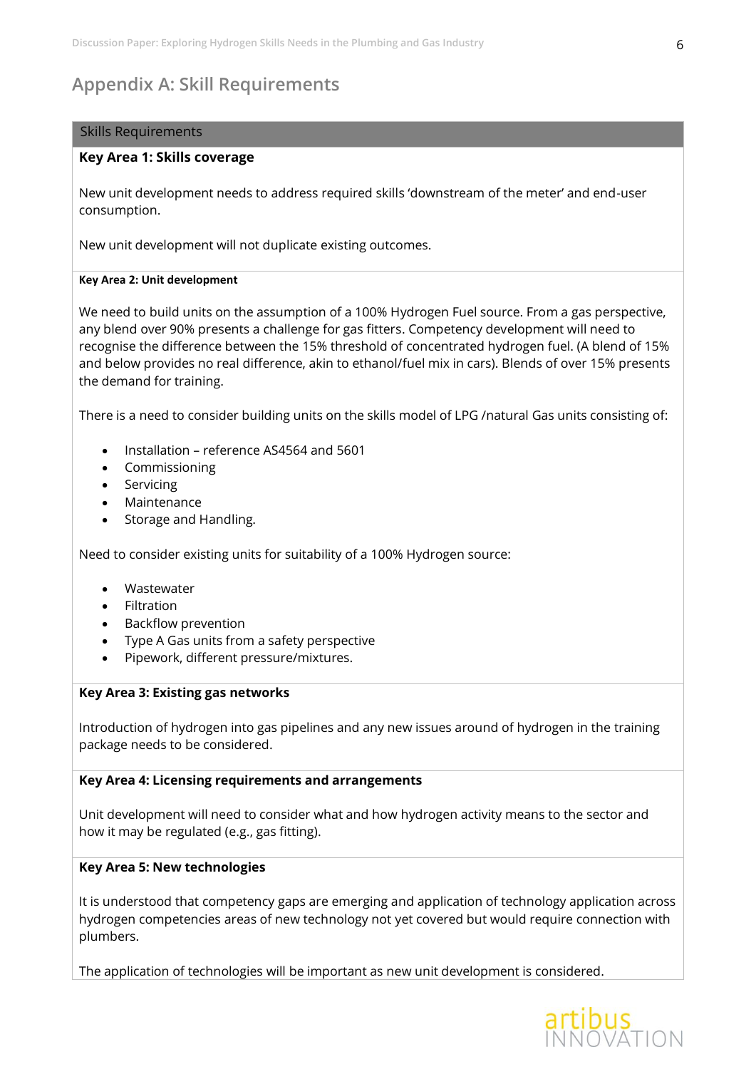## Appendix A: Skill Requirements

### Skills Requirements

**Key Area 1: Skills coverage**

New unit development needs to address required skills 'downstream of the meter' and end-user consumption.

New unit development will not duplicate existing outcomes.

**Key Area 2: Unit development**

We need to build units on the assumption of a 100% Hydrogen Fuel source. From a gas perspective, any blend over 90% presents a challenge for gas fitters. Competency development will need to recognise the difference between the 15% threshold of concentrated hydrogen fuel. (A blend of 15% and below provides no real difference, akin to ethanol/fuel mix in cars). Blends of over 15% presents the demand for training.

There is a need to consider building units on the skills model of LPG /natural Gas units consisting of:

- Installation – reference AS4564 and 5601
- Commissioning
- Servicing
- Maintenance
- Storage and Handling.

Need to consider existing units for suitability of a 100% Hydrogen source:

- Wastewater
- Filtration
- Backflow prevention
- Type A Gas units from a safety perspective
- Pipework, different pressure/mixtures.

**Key Area 3: Existing gas networks**

Introduction of hydrogen into gas pipelines and any new issues around of hydrogen in the training package needs to be considered.

**Key Area 4: Licensing requirements and arrangements**

Unit development will need to consider what and how hydrogen activity means to the sector and how it may be regulated (e.g., gas fitting).

**Key Area 5: New technologies**

It is understood that competency gaps are emerging and application of technology application across hydrogen competencies areas of new technology not yet covered but would require connection with plumbers.

The application of technologies will be important as new unit development is considered.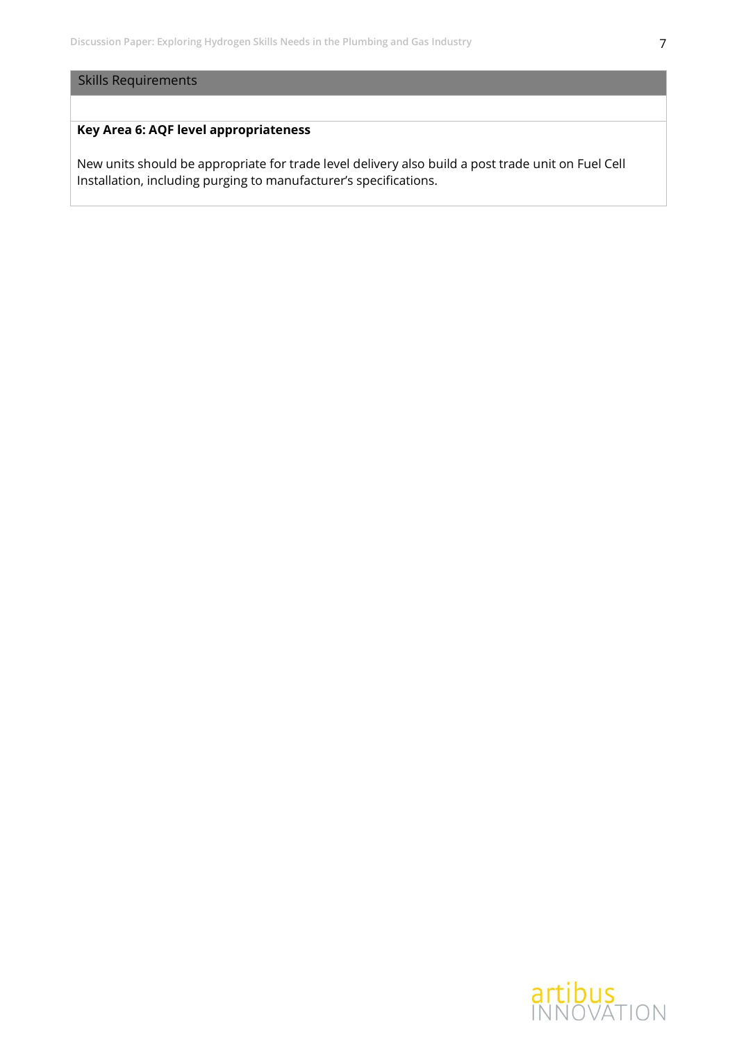| Skills Requirements |
| --- |
| |
| **Key Area 6: AQF level appropriateness**<br><br>New units should be appropriate for trade level delivery also build a post trade unit on Fuel Cell Installation, including purging to manufacturer's specifications. |